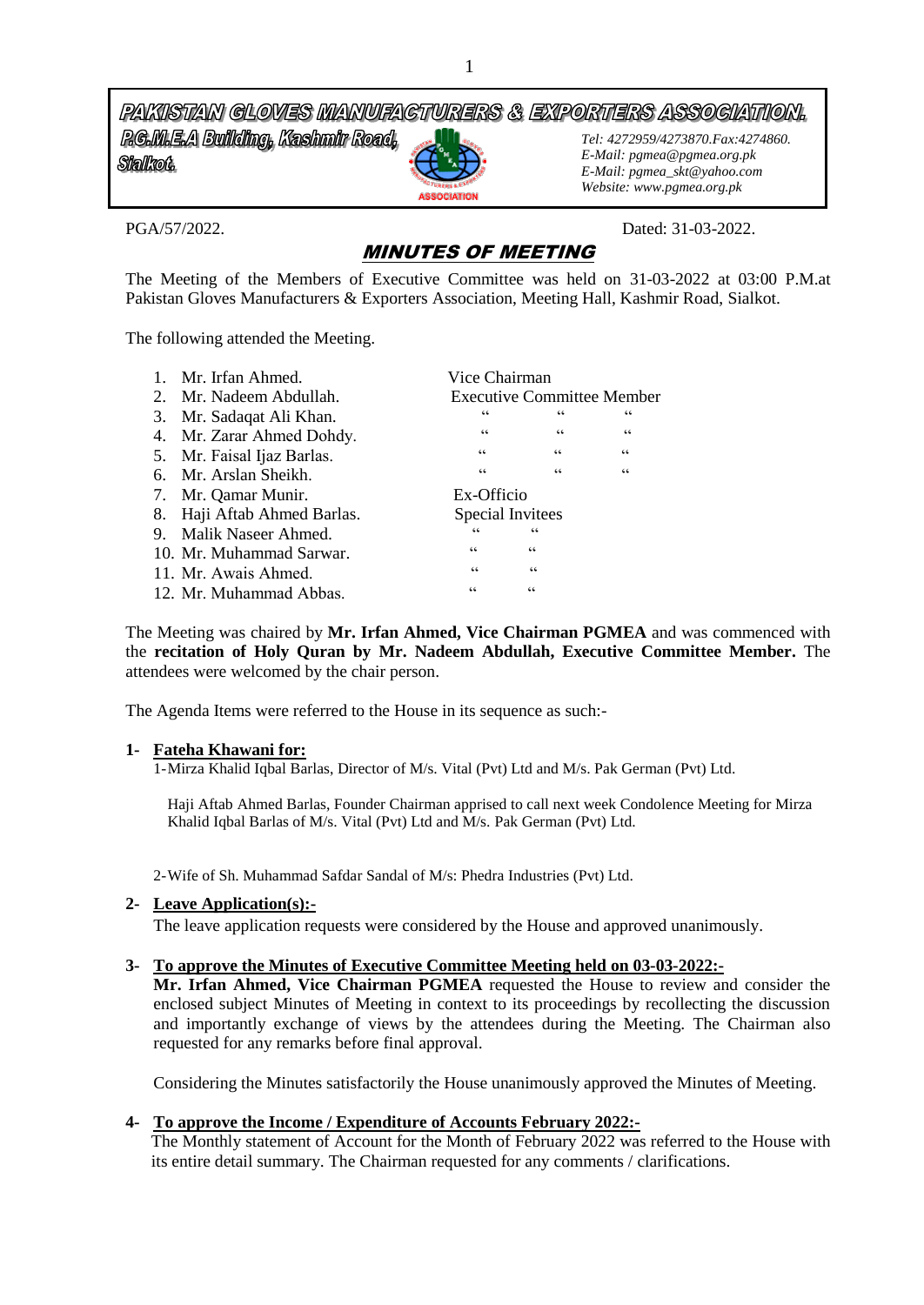**PAKISTAN GLOVES MANUFACTURERS & EXPORTERS ASSOCIATION.**

**P.G.M.E.A Building, Kashmir Road, Sialkot.**

*Tel: 4272959/4273870.Fax:4274860.*
*E-Mail: pgmea@pgmea.org.pk*
*E-Mail: pgmea_skt@yahoo.com*
*Website: www.pgmea.org.pk*

PGA/57/2022. Dated: 31-03-2022.

## MINUTES OF MEETING

The Meeting of the Members of Executive Committee was held on 31-03-2022 at 03:00 P.M.at Pakistan Gloves Manufacturers & Exporters Association, Meeting Hall, Kashmir Road, Sialkot.

The following attended the Meeting.

| No. | Name | Designation |
|---|---|---|
| 1. | Mr. Irfan Ahmed. | Vice Chairman |
| 2. | Mr. Nadeem Abdullah. | Executive Committee Member |
| 3. | Mr. Sadaqat Ali Khan. | " " " |
| 4. | Mr. Zarar Ahmed Dohdy. | " " " |
| 5. | Mr. Faisal Ijaz Barlas. | " " " |
| 6. | Mr. Arslan Sheikh. | " " " |
| 7. | Mr. Qamar Munir. | Ex-Officio |
| 8. | Haji Aftab Ahmed Barlas. | Special Invitees |
| 9. | Malik Naseer Ahmed. | " " |
| 10. | Mr. Muhammad Sarwar. | " " |
| 11. | Mr. Awais Ahmed. | " " |
| 12. | Mr. Muhammad Abbas. | " " |

The Meeting was chaired by **Mr. Irfan Ahmed, Vice Chairman PGMEA** and was commenced with the **recitation of Holy Quran by Mr. Nadeem Abdullah, Executive Committee Member.** The attendees were welcomed by the chair person.

The Agenda Items were referred to the House in its sequence as such:-

**1- Fateha Khawani for:**

1-Mirza Khalid Iqbal Barlas, Director of M/s. Vital (Pvt) Ltd and M/s. Pak German (Pvt) Ltd.

Haji Aftab Ahmed Barlas, Founder Chairman apprised to call next week Condolence Meeting for Mirza Khalid Iqbal Barlas of M/s. Vital (Pvt) Ltd and M/s. Pak German (Pvt) Ltd.

2-Wife of Sh. Muhammad Safdar Sandal of M/s: Phedra Industries (Pvt) Ltd.

**2- Leave Application(s):-**

The leave application requests were considered by the House and approved unanimously.

**3- To approve the Minutes of Executive Committee Meeting held on 03-03-2022:-**

**Mr. Irfan Ahmed, Vice Chairman PGMEA** requested the House to review and consider the enclosed subject Minutes of Meeting in context to its proceedings by recollecting the discussion and importantly exchange of views by the attendees during the Meeting. The Chairman also requested for any remarks before final approval.

Considering the Minutes satisfactorily the House unanimously approved the Minutes of Meeting.

**4- To approve the Income / Expenditure of Accounts February 2022:-**

The Monthly statement of Account for the Month of February 2022 was referred to the House with its entire detail summary. The Chairman requested for any comments / clarifications.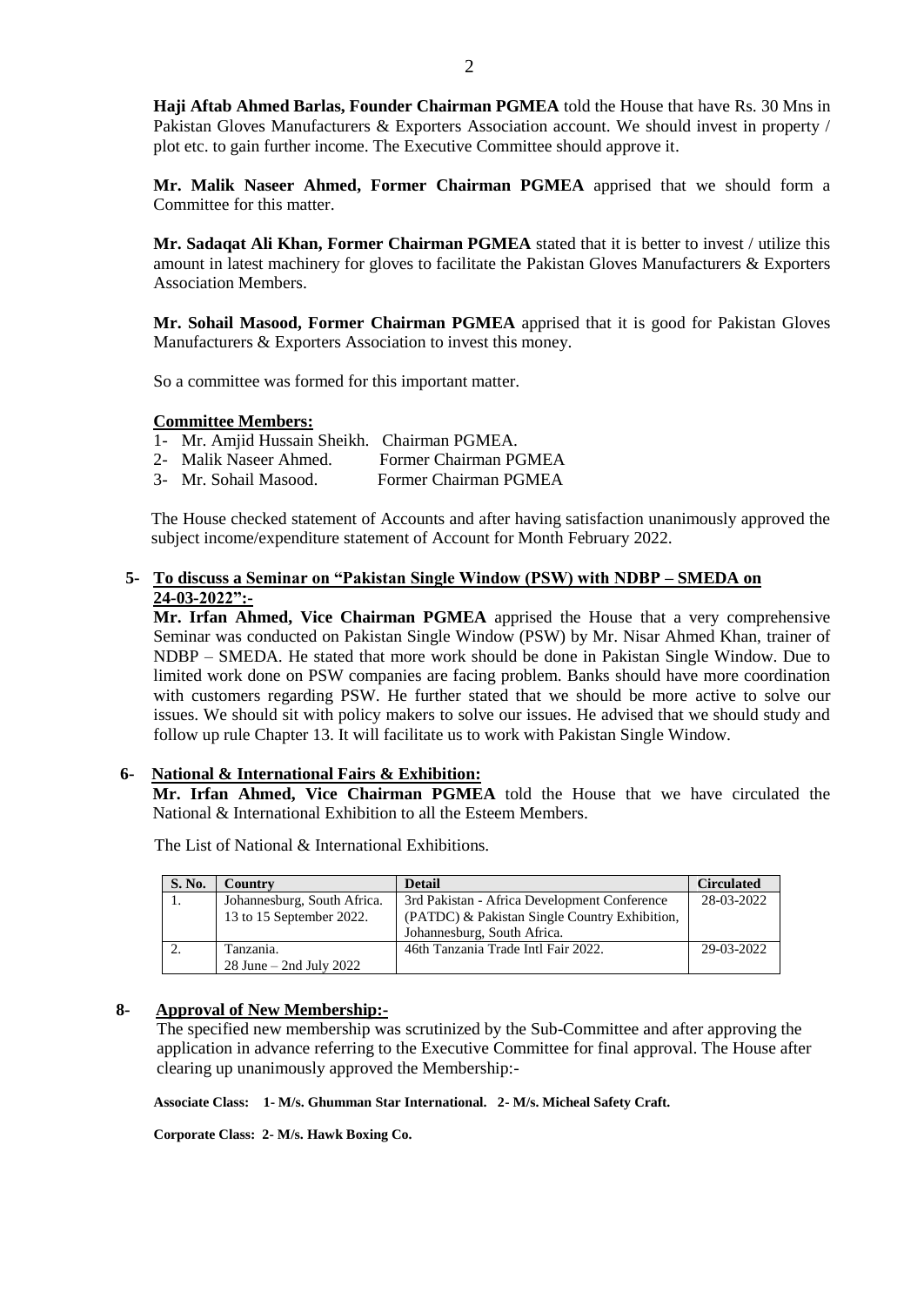**Haji Aftab Ahmed Barlas, Founder Chairman PGMEA** told the House that have Rs. 30 Mns in Pakistan Gloves Manufacturers & Exporters Association account. We should invest in property / plot etc. to gain further income. The Executive Committee should approve it.

**Mr. Malik Naseer Ahmed, Former Chairman PGMEA** apprised that we should form a Committee for this matter.

**Mr. Sadaqat Ali Khan, Former Chairman PGMEA** stated that it is better to invest / utilize this amount in latest machinery for gloves to facilitate the Pakistan Gloves Manufacturers & Exporters Association Members.

**Mr. Sohail Masood, Former Chairman PGMEA** apprised that it is good for Pakistan Gloves Manufacturers & Exporters Association to invest this money.

So a committee was formed for this important matter.

**Committee Members:**

1- Mr. Amjid Hussain Sheikh. Chairman PGMEA.
2- Malik Naseer Ahmed. Former Chairman PGMEA
3- Mr. Sohail Masood. Former Chairman PGMEA

The House checked statement of Accounts and after having satisfaction unanimously approved the subject income/expenditure statement of Account for Month February 2022.

**5- To discuss a Seminar on "Pakistan Single Window (PSW) with NDBP – SMEDA on 24-03-2022":-**

**Mr. Irfan Ahmed, Vice Chairman PGMEA** apprised the House that a very comprehensive Seminar was conducted on Pakistan Single Window (PSW) by Mr. Nisar Ahmed Khan, trainer of NDBP – SMEDA. He stated that more work should be done in Pakistan Single Window. Due to limited work done on PSW companies are facing problem. Banks should have more coordination with customers regarding PSW. He further stated that we should be more active to solve our issues. We should sit with policy makers to solve our issues. He advised that we should study and follow up rule Chapter 13. It will facilitate us to work with Pakistan Single Window.

**6- National & International Fairs & Exhibition:**

**Mr. Irfan Ahmed, Vice Chairman PGMEA** told the House that we have circulated the National & International Exhibition to all the Esteem Members.

The List of National & International Exhibitions.

| S. No. | Country | Detail | Circulated |
|---|---|---|---|
| 1. | Johannesburg, South Africa. 13 to 15 September 2022. | 3rd Pakistan - Africa Development Conference (PATDC) & Pakistan Single Country Exhibition, Johannesburg, South Africa. | 28-03-2022 |
| 2. | Tanzania. 28 June – 2nd July 2022 | 46th Tanzania Trade Intl Fair 2022. | 29-03-2022 |

**8- Approval of New Membership:-**

The specified new membership was scrutinized by the Sub-Committee and after approving the application in advance referring to the Executive Committee for final approval. The House after clearing up unanimously approved the Membership:-

**Associate Class: 1- M/s. Ghumman Star International. 2- M/s. Micheal Safety Craft.**

**Corporate Class: 2- M/s. Hawk Boxing Co.**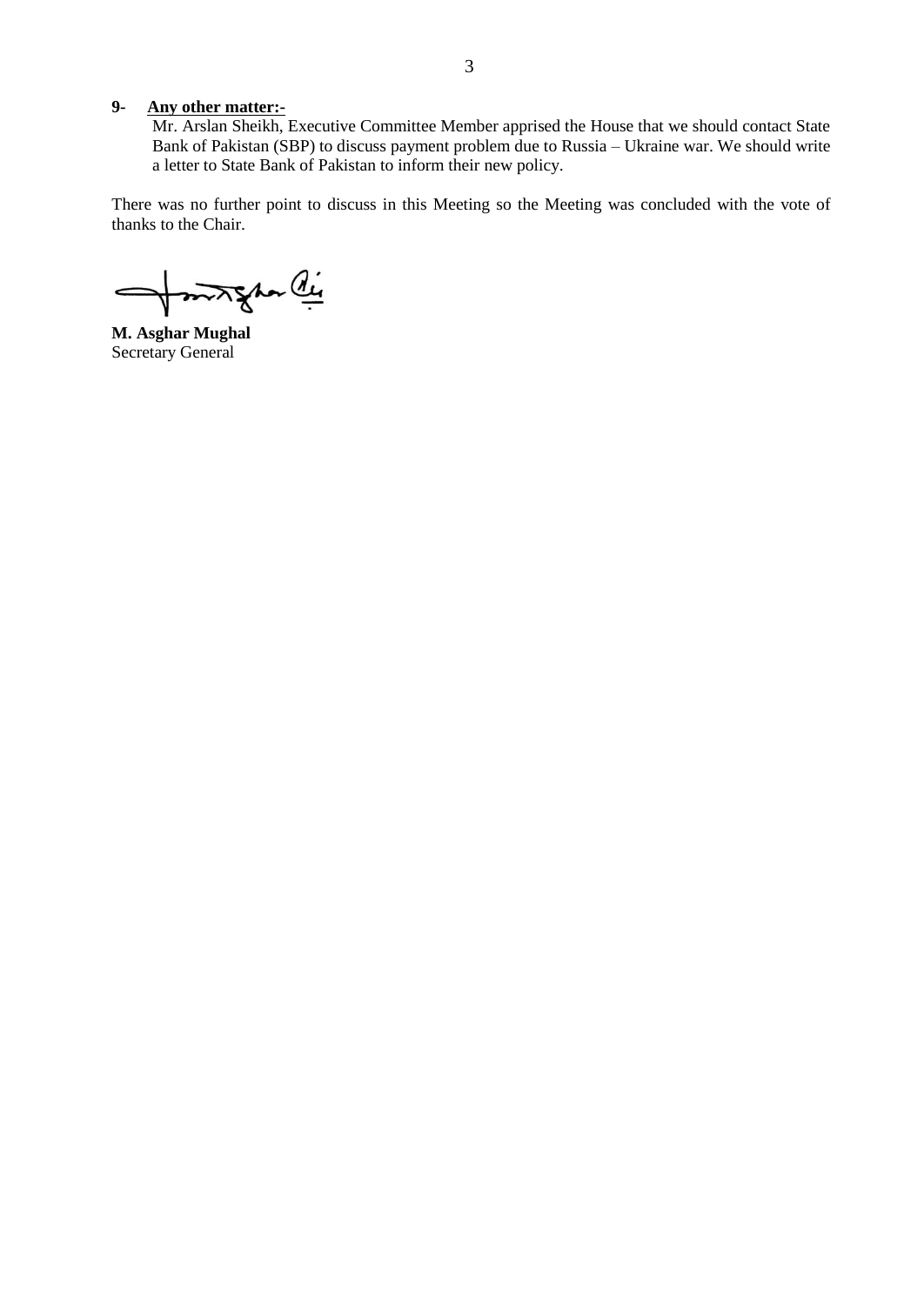**9- Any other matter:-**

Mr. Arslan Sheikh, Executive Committee Member apprised the House that we should contact State Bank of Pakistan (SBP) to discuss payment problem due to Russia – Ukraine war. We should write a letter to State Bank of Pakistan to inform their new policy.

There was no further point to discuss in this Meeting so the Meeting was concluded with the vote of thanks to the Chair.

**M. Asghar Mughal**
Secretary General